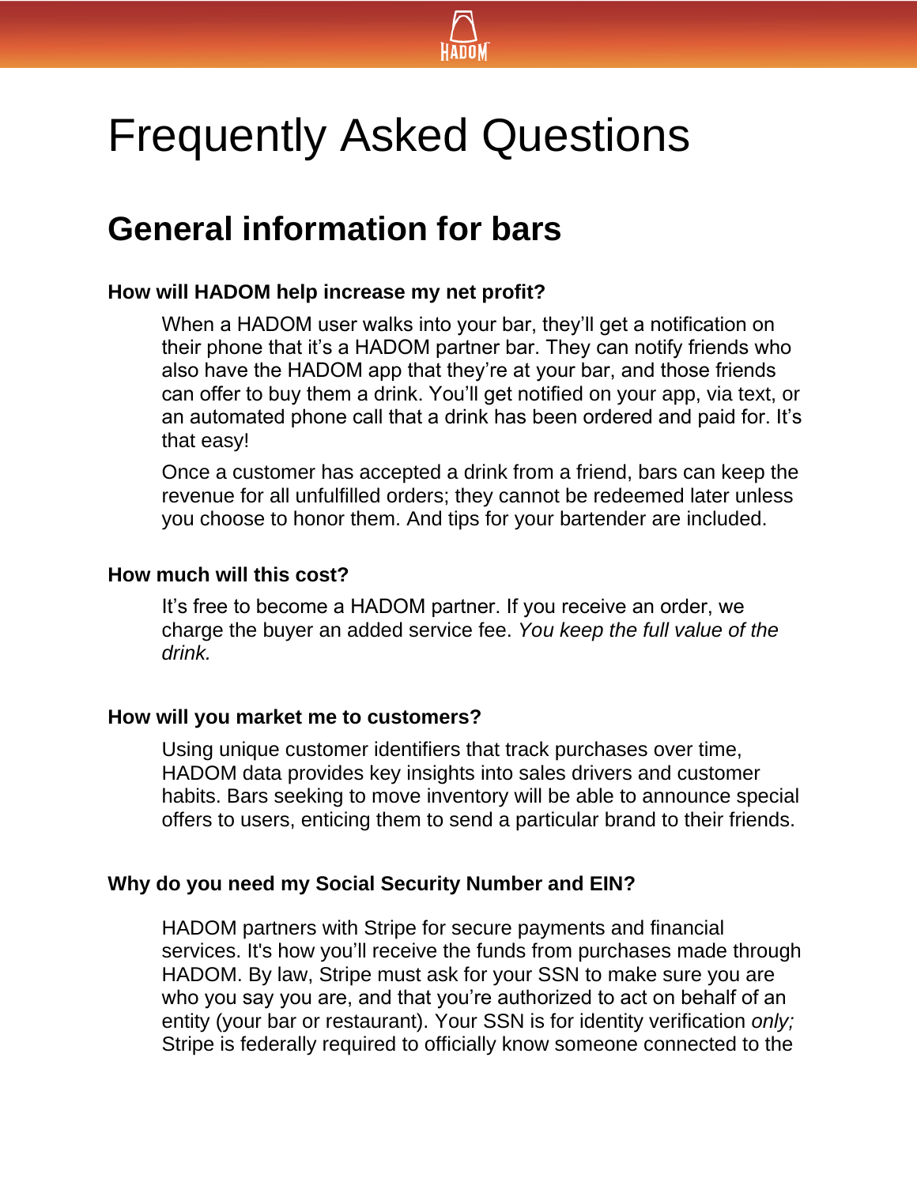# Frequently Asked Questions

## General information for bars

### How will HADOM help increase my net profit?

When a HADOM user walks into your bar, they'll get a notification on their phone that it's a HADOM partner bar. They can notify friends who also have the HADOM app that they're at your bar, and those friends can offer to buy them a drink. You'll get notified on your app, via text, or an automated phone call that a drink has been ordered and paid for. It's that easy!

Once a customer has accepted a drink from a friend, bars can keep the revenue for all unfulfilled orders; they cannot be redeemed later unless you choose to honor them. And tips for your bartender are included.

### How much will this cost?

It's free to become a HADOM partner. If you receive an order, we charge the buyer an added service fee. *You keep the full value of the drink.*

### How will you market me to customers?

Using unique customer identifiers that track purchases over time, HADOM data provides key insights into sales drivers and customer habits. Bars seeking to move inventory will be able to announce special offers to users, enticing them to send a particular brand to their friends.

### Why do you need my Social Security Number and EIN?

HADOM partners with Stripe for secure payments and financial services. It's how you'll receive the funds from purchases made through HADOM. By law, Stripe must ask for your SSN to make sure you are who you say you are, and that you're authorized to act on behalf of an entity (your bar or restaurant). Your SSN is for identity verification *only;* Stripe is federally required to officially know someone connected to the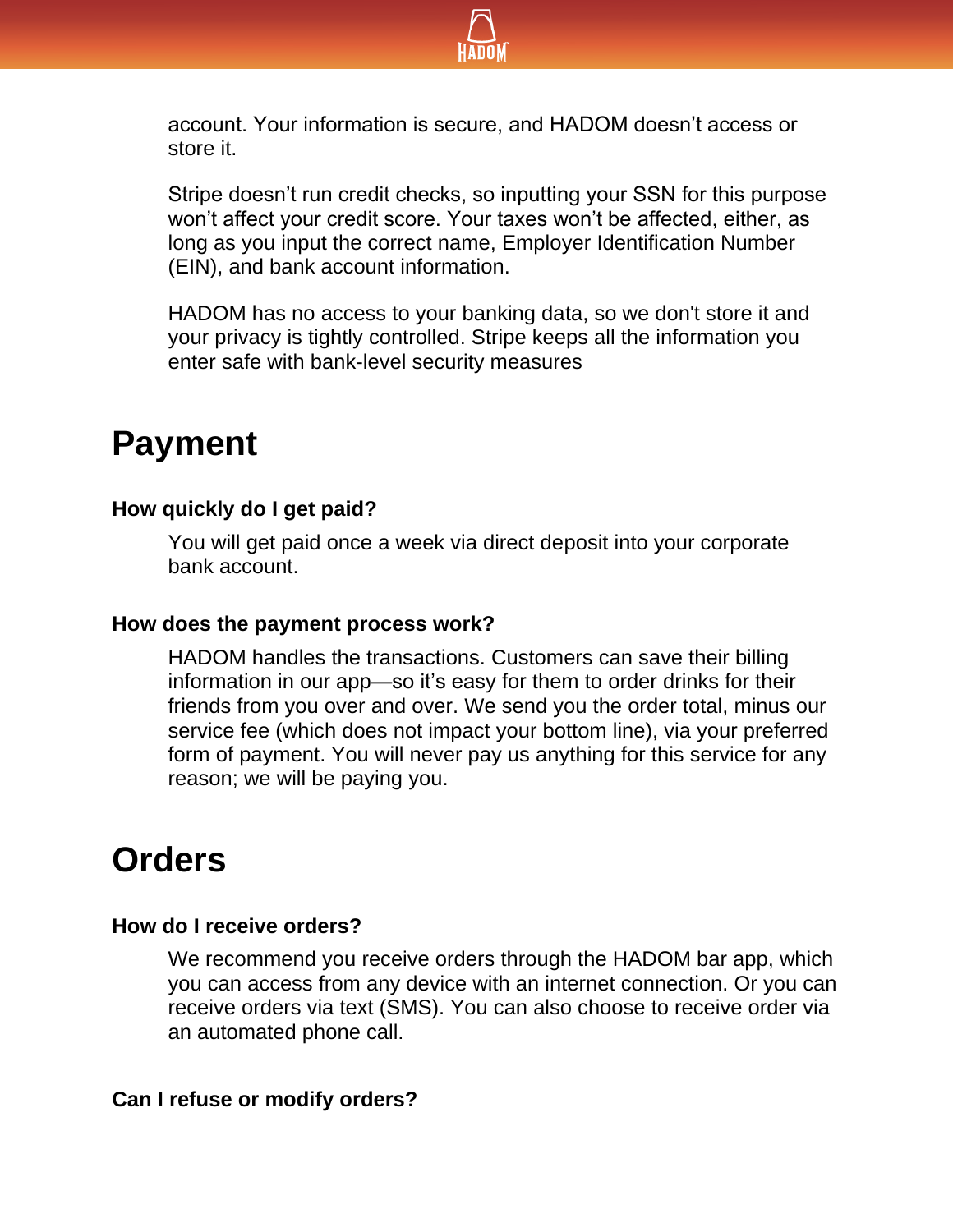account. Your information is secure, and HADOM doesn't access or store it.

Stripe doesn't run credit checks, so inputting your SSN for this purpose won't affect your credit score. Your taxes won't be affected, either, as long as you input the correct name, Employer Identification Number (EIN), and bank account information.

HADOM has no access to your banking data, so we don't store it and your privacy is tightly controlled. Stripe keeps all the information you enter safe with bank-level security measures

# Payment

### How quickly do I get paid?

You will get paid once a week via direct deposit into your corporate bank account.

### How does the payment process work?

HADOM handles the transactions. Customers can save their billing information in our app—so it's easy for them to order drinks for their friends from you over and over. We send you the order total, minus our service fee (which does not impact your bottom line), via your preferred form of payment. You will never pay us anything for this service for any reason; we will be paying you.

# Orders

### How do I receive orders?

We recommend you receive orders through the HADOM bar app, which you can access from any device with an internet connection. Or you can receive orders via text (SMS). You can also choose to receive order via an automated phone call.

### Can I refuse or modify orders?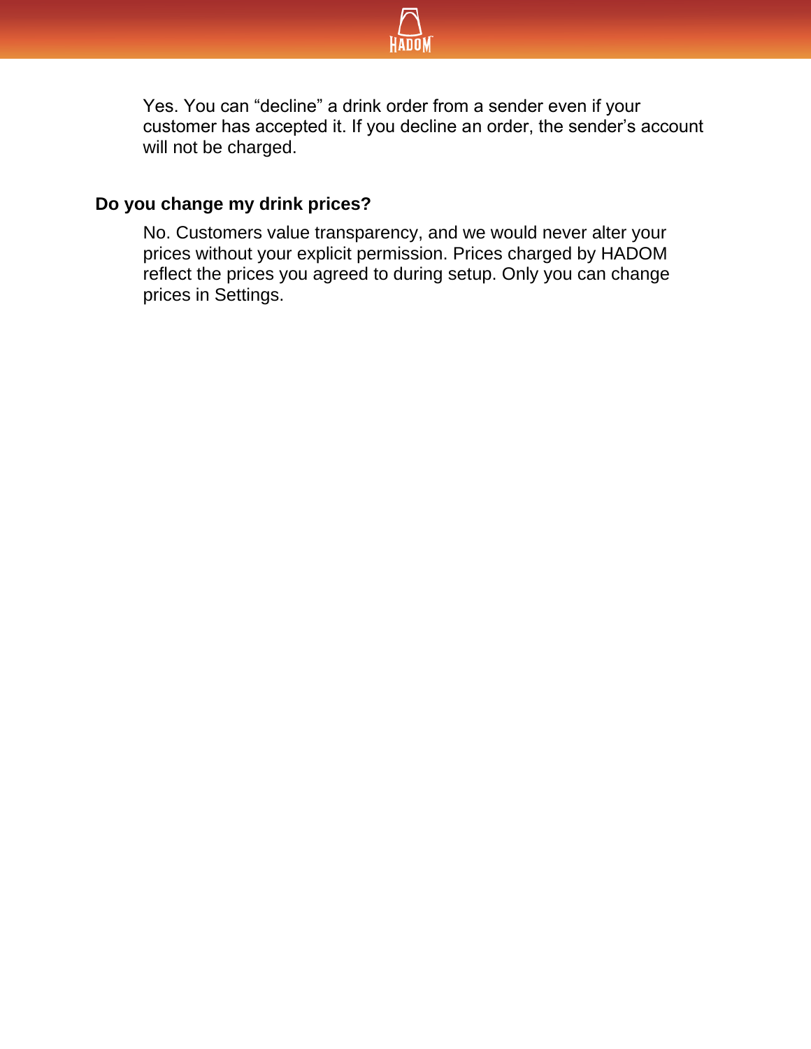Yes. You can "decline" a drink order from a sender even if your customer has accepted it. If you decline an order, the sender's account will not be charged.

**Do you change my drink prices?**

No. Customers value transparency, and we would never alter your prices without your explicit permission. Prices charged by HADOM reflect the prices you agreed to during setup. Only you can change prices in Settings.